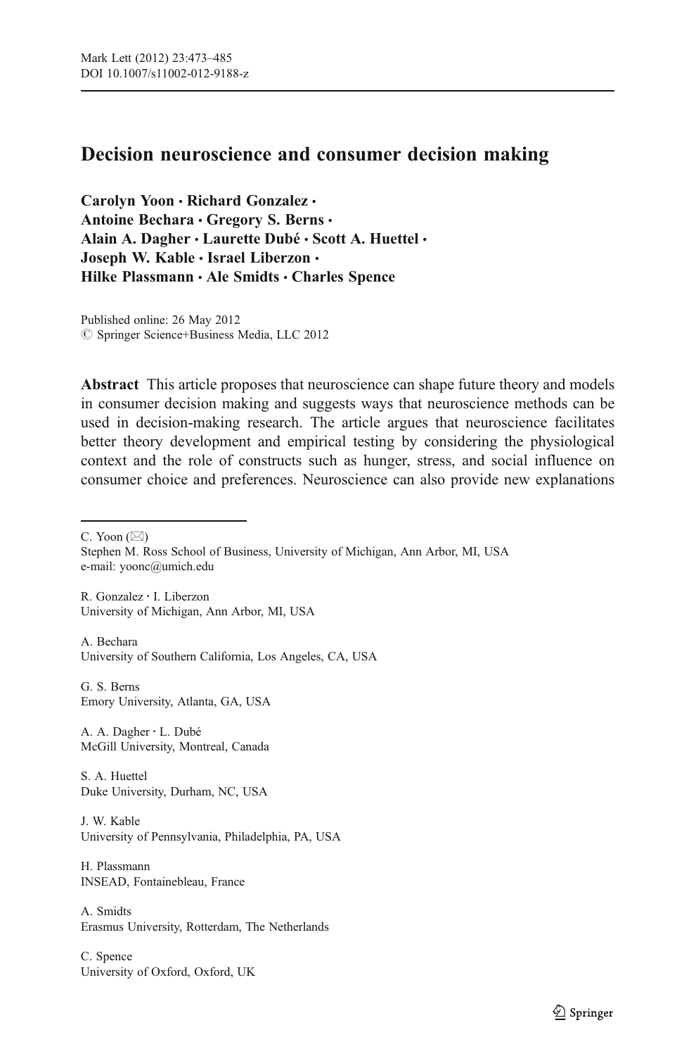# Decision neuroscience and consumer decision making

**Carolyn Yoon · Richard Gonzalez · Antoine Bechara · Gregory S. Berns · Alain A. Dagher · Laurette Dubé · Scott A. Huettel · Joseph W. Kable · Israel Liberzon · Hilke Plassmann · Ale Smidts · Charles Spence**

Published online: 26 May 2012
© Springer Science+Business Media, LLC 2012

**Abstract** This article proposes that neuroscience can shape future theory and models in consumer decision making and suggests ways that neuroscience methods can be used in decision-making research. The article argues that neuroscience facilitates better theory development and empirical testing by considering the physiological context and the role of constructs such as hunger, stress, and social influence on consumer choice and preferences. Neuroscience can also provide new explanations

---

C. Yoon (✉)
Stephen M. Ross School of Business, University of Michigan, Ann Arbor, MI, USA
e-mail: yoonc@umich.edu

R. Gonzalez · I. Liberzon
University of Michigan, Ann Arbor, MI, USA

A. Bechara
University of Southern California, Los Angeles, CA, USA

G. S. Berns
Emory University, Atlanta, GA, USA

A. A. Dagher · L. Dubé
McGill University, Montreal, Canada

S. A. Huettel
Duke University, Durham, NC, USA

J. W. Kable
University of Pennsylvania, Philadelphia, PA, USA

H. Plassmann
INSEAD, Fontainebleau, France

A. Smidts
Erasmus University, Rotterdam, The Netherlands

C. Spence
University of Oxford, Oxford, UK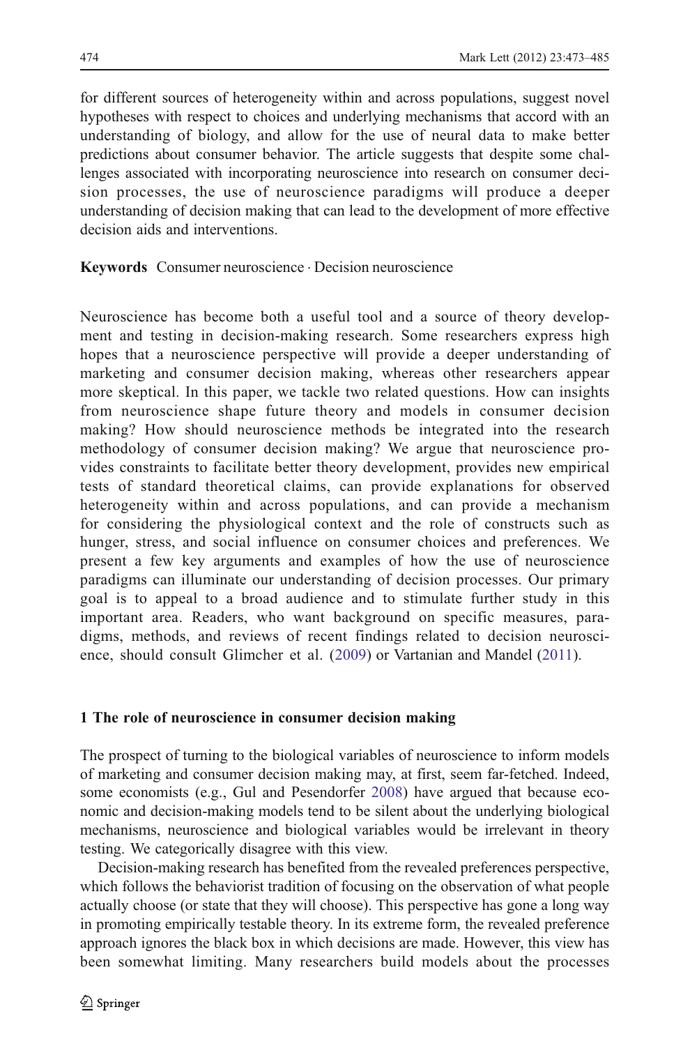for different sources of heterogeneity within and across populations, suggest novel hypotheses with respect to choices and underlying mechanisms that accord with an understanding of biology, and allow for the use of neural data to make better predictions about consumer behavior. The article suggests that despite some challenges associated with incorporating neuroscience into research on consumer decision processes, the use of neuroscience paradigms will produce a deeper understanding of decision making that can lead to the development of more effective decision aids and interventions.

**Keywords** Consumer neuroscience · Decision neuroscience

Neuroscience has become both a useful tool and a source of theory development and testing in decision-making research. Some researchers express high hopes that a neuroscience perspective will provide a deeper understanding of marketing and consumer decision making, whereas other researchers appear more skeptical. In this paper, we tackle two related questions. How can insights from neuroscience shape future theory and models in consumer decision making? How should neuroscience methods be integrated into the research methodology of consumer decision making? We argue that neuroscience provides constraints to facilitate better theory development, provides new empirical tests of standard theoretical claims, can provide explanations for observed heterogeneity within and across populations, and can provide a mechanism for considering the physiological context and the role of constructs such as hunger, stress, and social influence on consumer choices and preferences. We present a few key arguments and examples of how the use of neuroscience paradigms can illuminate our understanding of decision processes. Our primary goal is to appeal to a broad audience and to stimulate further study in this important area. Readers, who want background on specific measures, paradigms, methods, and reviews of recent findings related to decision neuroscience, should consult Glimcher et al. (2009) or Vartanian and Mandel (2011).

## 1 The role of neuroscience in consumer decision making

The prospect of turning to the biological variables of neuroscience to inform models of marketing and consumer decision making may, at first, seem far-fetched. Indeed, some economists (e.g., Gul and Pesendorfer 2008) have argued that because economic and decision-making models tend to be silent about the underlying biological mechanisms, neuroscience and biological variables would be irrelevant in theory testing. We categorically disagree with this view.

Decision-making research has benefited from the revealed preferences perspective, which follows the behaviorist tradition of focusing on the observation of what people actually choose (or state that they will choose). This perspective has gone a long way in promoting empirically testable theory. In its extreme form, the revealed preference approach ignores the black box in which decisions are made. However, this view has been somewhat limiting. Many researchers build models about the processes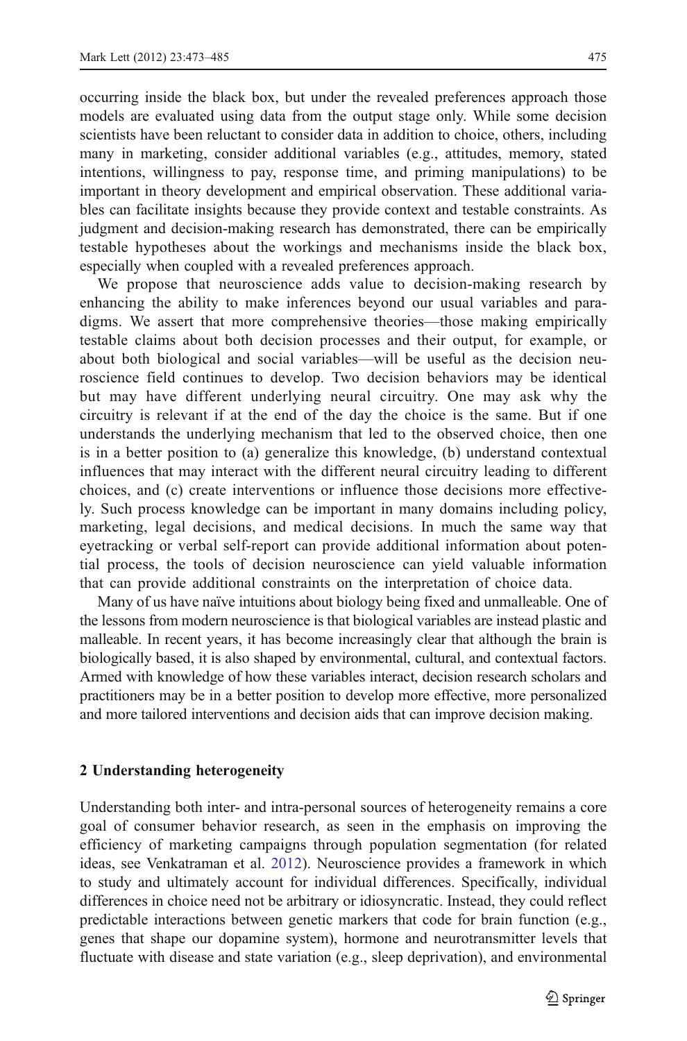occurring inside the black box, but under the revealed preferences approach those models are evaluated using data from the output stage only. While some decision scientists have been reluctant to consider data in addition to choice, others, including many in marketing, consider additional variables (e.g., attitudes, memory, stated intentions, willingness to pay, response time, and priming manipulations) to be important in theory development and empirical observation. These additional variables can facilitate insights because they provide context and testable constraints. As judgment and decision-making research has demonstrated, there can be empirically testable hypotheses about the workings and mechanisms inside the black box, especially when coupled with a revealed preferences approach.

We propose that neuroscience adds value to decision-making research by enhancing the ability to make inferences beyond our usual variables and paradigms. We assert that more comprehensive theories—those making empirically testable claims about both decision processes and their output, for example, or about both biological and social variables—will be useful as the decision neuroscience field continues to develop. Two decision behaviors may be identical but may have different underlying neural circuitry. One may ask why the circuitry is relevant if at the end of the day the choice is the same. But if one understands the underlying mechanism that led to the observed choice, then one is in a better position to (a) generalize this knowledge, (b) understand contextual influences that may interact with the different neural circuitry leading to different choices, and (c) create interventions or influence those decisions more effectively. Such process knowledge can be important in many domains including policy, marketing, legal decisions, and medical decisions. In much the same way that eyetracking or verbal self-report can provide additional information about potential process, the tools of decision neuroscience can yield valuable information that can provide additional constraints on the interpretation of choice data.

Many of us have naïve intuitions about biology being fixed and unmalleable. One of the lessons from modern neuroscience is that biological variables are instead plastic and malleable. In recent years, it has become increasingly clear that although the brain is biologically based, it is also shaped by environmental, cultural, and contextual factors. Armed with knowledge of how these variables interact, decision research scholars and practitioners may be in a better position to develop more effective, more personalized and more tailored interventions and decision aids that can improve decision making.

## 2 Understanding heterogeneity

Understanding both inter- and intra-personal sources of heterogeneity remains a core goal of consumer behavior research, as seen in the emphasis on improving the efficiency of marketing campaigns through population segmentation (for related ideas, see Venkatraman et al. 2012). Neuroscience provides a framework in which to study and ultimately account for individual differences. Specifically, individual differences in choice need not be arbitrary or idiosyncratic. Instead, they could reflect predictable interactions between genetic markers that code for brain function (e.g., genes that shape our dopamine system), hormone and neurotransmitter levels that fluctuate with disease and state variation (e.g., sleep deprivation), and environmental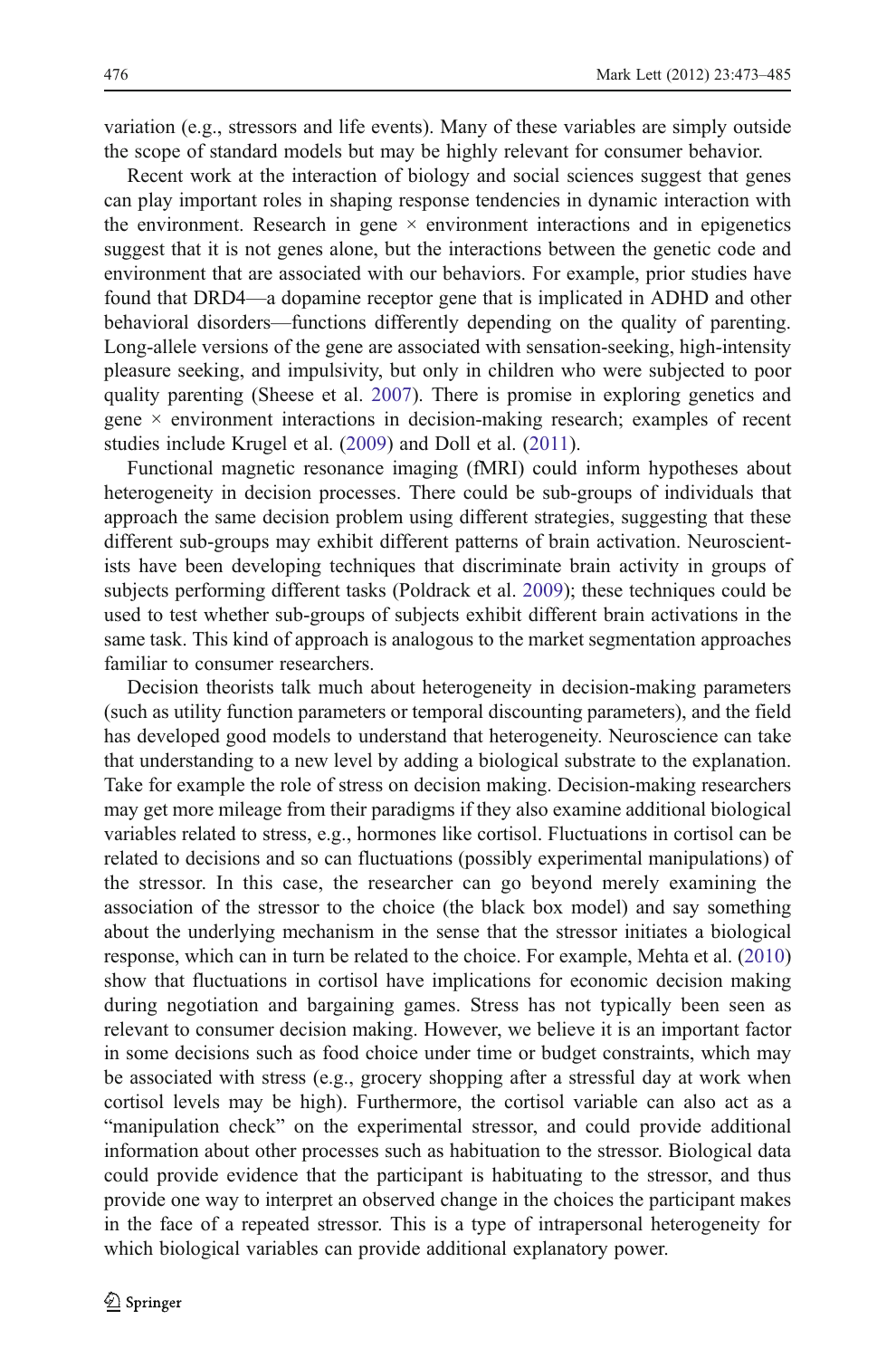variation (e.g., stressors and life events). Many of these variables are simply outside the scope of standard models but may be highly relevant for consumer behavior.

Recent work at the interaction of biology and social sciences suggest that genes can play important roles in shaping response tendencies in dynamic interaction with the environment. Research in gene × environment interactions and in epigenetics suggest that it is not genes alone, but the interactions between the genetic code and environment that are associated with our behaviors. For example, prior studies have found that DRD4—a dopamine receptor gene that is implicated in ADHD and other behavioral disorders—functions differently depending on the quality of parenting. Long-allele versions of the gene are associated with sensation-seeking, high-intensity pleasure seeking, and impulsivity, but only in children who were subjected to poor quality parenting (Sheese et al. 2007). There is promise in exploring genetics and gene × environment interactions in decision-making research; examples of recent studies include Krugel et al. (2009) and Doll et al. (2011).

Functional magnetic resonance imaging (fMRI) could inform hypotheses about heterogeneity in decision processes. There could be sub-groups of individuals that approach the same decision problem using different strategies, suggesting that these different sub-groups may exhibit different patterns of brain activation. Neuroscientists have been developing techniques that discriminate brain activity in groups of subjects performing different tasks (Poldrack et al. 2009); these techniques could be used to test whether sub-groups of subjects exhibit different brain activations in the same task. This kind of approach is analogous to the market segmentation approaches familiar to consumer researchers.

Decision theorists talk much about heterogeneity in decision-making parameters (such as utility function parameters or temporal discounting parameters), and the field has developed good models to understand that heterogeneity. Neuroscience can take that understanding to a new level by adding a biological substrate to the explanation. Take for example the role of stress on decision making. Decision-making researchers may get more mileage from their paradigms if they also examine additional biological variables related to stress, e.g., hormones like cortisol. Fluctuations in cortisol can be related to decisions and so can fluctuations (possibly experimental manipulations) of the stressor. In this case, the researcher can go beyond merely examining the association of the stressor to the choice (the black box model) and say something about the underlying mechanism in the sense that the stressor initiates a biological response, which can in turn be related to the choice. For example, Mehta et al. (2010) show that fluctuations in cortisol have implications for economic decision making during negotiation and bargaining games. Stress has not typically been seen as relevant to consumer decision making. However, we believe it is an important factor in some decisions such as food choice under time or budget constraints, which may be associated with stress (e.g., grocery shopping after a stressful day at work when cortisol levels may be high). Furthermore, the cortisol variable can also act as a "manipulation check" on the experimental stressor, and could provide additional information about other processes such as habituation to the stressor. Biological data could provide evidence that the participant is habituating to the stressor, and thus provide one way to interpret an observed change in the choices the participant makes in the face of a repeated stressor. This is a type of intrapersonal heterogeneity for which biological variables can provide additional explanatory power.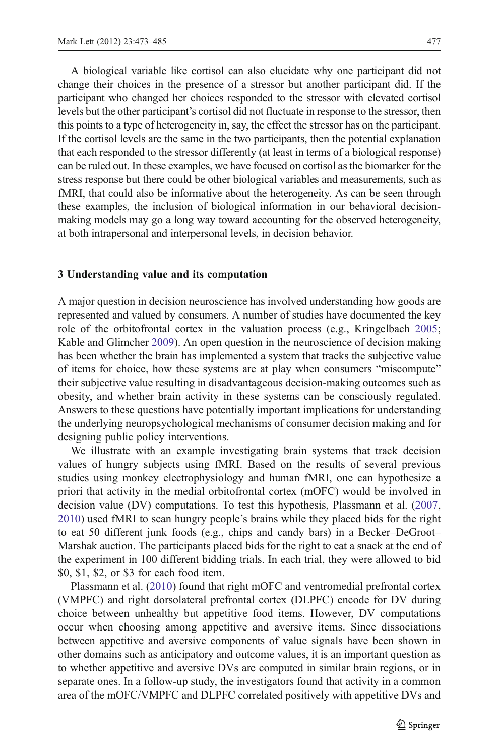A biological variable like cortisol can also elucidate why one participant did not change their choices in the presence of a stressor but another participant did. If the participant who changed her choices responded to the stressor with elevated cortisol levels but the other participant's cortisol did not fluctuate in response to the stressor, then this points to a type of heterogeneity in, say, the effect the stressor has on the participant. If the cortisol levels are the same in the two participants, then the potential explanation that each responded to the stressor differently (at least in terms of a biological response) can be ruled out. In these examples, we have focused on cortisol as the biomarker for the stress response but there could be other biological variables and measurements, such as fMRI, that could also be informative about the heterogeneity. As can be seen through these examples, the inclusion of biological information in our behavioral decision-making models may go a long way toward accounting for the observed heterogeneity, at both intrapersonal and interpersonal levels, in decision behavior.

## 3 Understanding value and its computation

A major question in decision neuroscience has involved understanding how goods are represented and valued by consumers. A number of studies have documented the key role of the orbitofrontal cortex in the valuation process (e.g., Kringelbach 2005; Kable and Glimcher 2009). An open question in the neuroscience of decision making has been whether the brain has implemented a system that tracks the subjective value of items for choice, how these systems are at play when consumers "miscompute" their subjective value resulting in disadvantageous decision-making outcomes such as obesity, and whether brain activity in these systems can be consciously regulated. Answers to these questions have potentially important implications for understanding the underlying neuropsychological mechanisms of consumer decision making and for designing public policy interventions.

We illustrate with an example investigating brain systems that track decision values of hungry subjects using fMRI. Based on the results of several previous studies using monkey electrophysiology and human fMRI, one can hypothesize a priori that activity in the medial orbitofrontal cortex (mOFC) would be involved in decision value (DV) computations. To test this hypothesis, Plassmann et al. (2007, 2010) used fMRI to scan hungry people's brains while they placed bids for the right to eat 50 different junk foods (e.g., chips and candy bars) in a Becker–DeGroot–Marshak auction. The participants placed bids for the right to eat a snack at the end of the experiment in 100 different bidding trials. In each trial, they were allowed to bid \$0, \$1, \$2, or \$3 for each food item.

Plassmann et al. (2010) found that right mOFC and ventromedial prefrontal cortex (VMPFC) and right dorsolateral prefrontal cortex (DLPFC) encode for DV during choice between unhealthy but appetitive food items. However, DV computations occur when choosing among appetitive and aversive items. Since dissociations between appetitive and aversive components of value signals have been shown in other domains such as anticipatory and outcome values, it is an important question as to whether appetitive and aversive DVs are computed in similar brain regions, or in separate ones. In a follow-up study, the investigators found that activity in a common area of the mOFC/VMPFC and DLPFC correlated positively with appetitive DVs and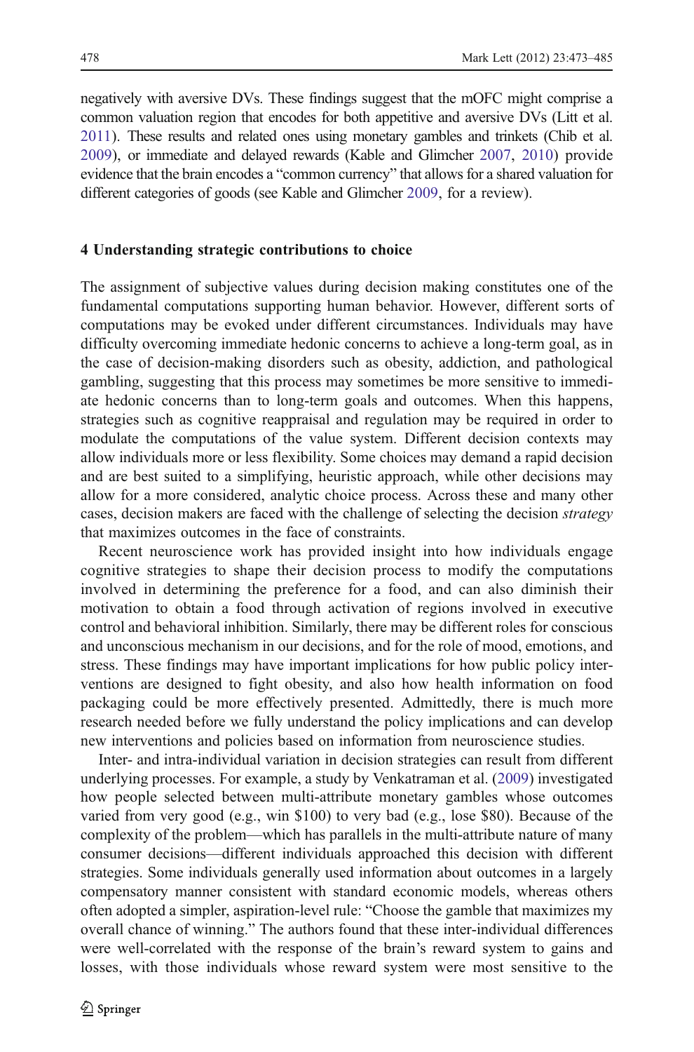negatively with aversive DVs. These findings suggest that the mOFC might comprise a common valuation region that encodes for both appetitive and aversive DVs (Litt et al. 2011). These results and related ones using monetary gambles and trinkets (Chib et al. 2009), or immediate and delayed rewards (Kable and Glimcher 2007, 2010) provide evidence that the brain encodes a "common currency" that allows for a shared valuation for different categories of goods (see Kable and Glimcher 2009, for a review).

## 4 Understanding strategic contributions to choice

The assignment of subjective values during decision making constitutes one of the fundamental computations supporting human behavior. However, different sorts of computations may be evoked under different circumstances. Individuals may have difficulty overcoming immediate hedonic concerns to achieve a long-term goal, as in the case of decision-making disorders such as obesity, addiction, and pathological gambling, suggesting that this process may sometimes be more sensitive to immediate hedonic concerns than to long-term goals and outcomes. When this happens, strategies such as cognitive reappraisal and regulation may be required in order to modulate the computations of the value system. Different decision contexts may allow individuals more or less flexibility. Some choices may demand a rapid decision and are best suited to a simplifying, heuristic approach, while other decisions may allow for a more considered, analytic choice process. Across these and many other cases, decision makers are faced with the challenge of selecting the decision *strategy* that maximizes outcomes in the face of constraints.

Recent neuroscience work has provided insight into how individuals engage cognitive strategies to shape their decision process to modify the computations involved in determining the preference for a food, and can also diminish their motivation to obtain a food through activation of regions involved in executive control and behavioral inhibition. Similarly, there may be different roles for conscious and unconscious mechanism in our decisions, and for the role of mood, emotions, and stress. These findings may have important implications for how public policy interventions are designed to fight obesity, and also how health information on food packaging could be more effectively presented. Admittedly, there is much more research needed before we fully understand the policy implications and can develop new interventions and policies based on information from neuroscience studies.

Inter- and intra-individual variation in decision strategies can result from different underlying processes. For example, a study by Venkatraman et al. (2009) investigated how people selected between multi-attribute monetary gambles whose outcomes varied from very good (e.g., win $100) to very bad (e.g., lose $80). Because of the complexity of the problem—which has parallels in the multi-attribute nature of many consumer decisions—different individuals approached this decision with different strategies. Some individuals generally used information about outcomes in a largely compensatory manner consistent with standard economic models, whereas others often adopted a simpler, aspiration-level rule: "Choose the gamble that maximizes my overall chance of winning." The authors found that these inter-individual differences were well-correlated with the response of the brain's reward system to gains and losses, with those individuals whose reward system were most sensitive to the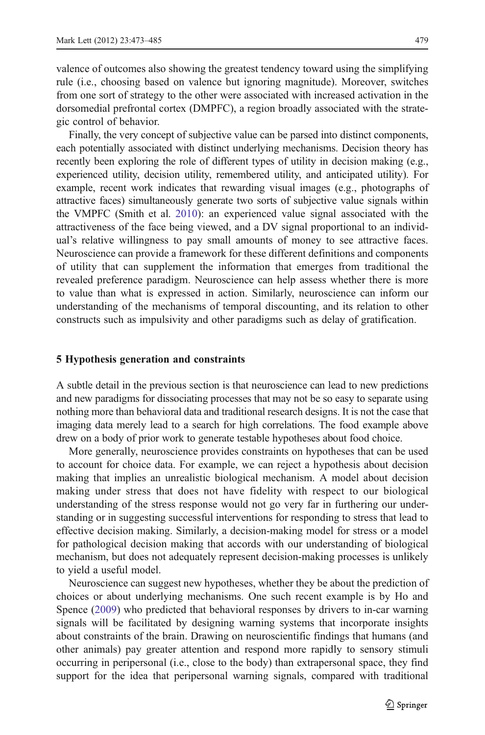valence of outcomes also showing the greatest tendency toward using the simplifying rule (i.e., choosing based on valence but ignoring magnitude). Moreover, switches from one sort of strategy to the other were associated with increased activation in the dorsomedial prefrontal cortex (DMPFC), a region broadly associated with the strategic control of behavior.

Finally, the very concept of subjective value can be parsed into distinct components, each potentially associated with distinct underlying mechanisms. Decision theory has recently been exploring the role of different types of utility in decision making (e.g., experienced utility, decision utility, remembered utility, and anticipated utility). For example, recent work indicates that rewarding visual images (e.g., photographs of attractive faces) simultaneously generate two sorts of subjective value signals within the VMPFC (Smith et al. 2010): an experienced value signal associated with the attractiveness of the face being viewed, and a DV signal proportional to an individual's relative willingness to pay small amounts of money to see attractive faces. Neuroscience can provide a framework for these different definitions and components of utility that can supplement the information that emerges from traditional the revealed preference paradigm. Neuroscience can help assess whether there is more to value than what is expressed in action. Similarly, neuroscience can inform our understanding of the mechanisms of temporal discounting, and its relation to other constructs such as impulsivity and other paradigms such as delay of gratification.

## 5 Hypothesis generation and constraints

A subtle detail in the previous section is that neuroscience can lead to new predictions and new paradigms for dissociating processes that may not be so easy to separate using nothing more than behavioral data and traditional research designs. It is not the case that imaging data merely lead to a search for high correlations. The food example above drew on a body of prior work to generate testable hypotheses about food choice.

More generally, neuroscience provides constraints on hypotheses that can be used to account for choice data. For example, we can reject a hypothesis about decision making that implies an unrealistic biological mechanism. A model about decision making under stress that does not have fidelity with respect to our biological understanding of the stress response would not go very far in furthering our understanding or in suggesting successful interventions for responding to stress that lead to effective decision making. Similarly, a decision-making model for stress or a model for pathological decision making that accords with our understanding of biological mechanism, but does not adequately represent decision-making processes is unlikely to yield a useful model.

Neuroscience can suggest new hypotheses, whether they be about the prediction of choices or about underlying mechanisms. One such recent example is by Ho and Spence (2009) who predicted that behavioral responses by drivers to in-car warning signals will be facilitated by designing warning systems that incorporate insights about constraints of the brain. Drawing on neuroscientific findings that humans (and other animals) pay greater attention and respond more rapidly to sensory stimuli occurring in peripersonal (i.e., close to the body) than extrapersonal space, they find support for the idea that peripersonal warning signals, compared with traditional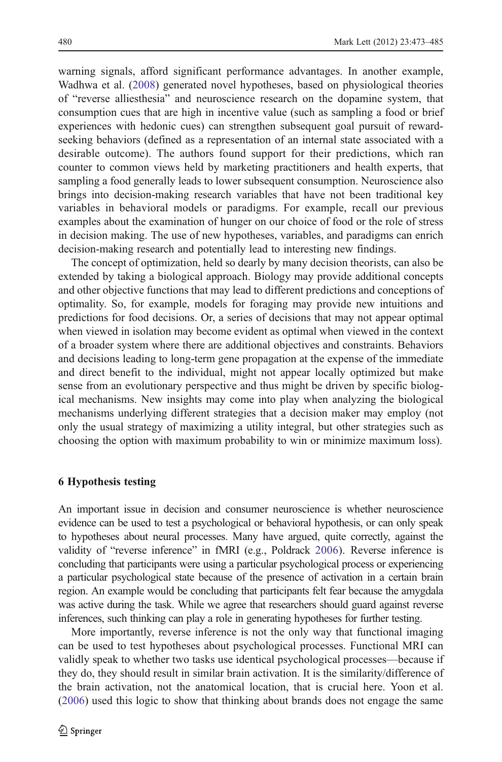warning signals, afford significant performance advantages. In another example, Wadhwa et al. (2008) generated novel hypotheses, based on physiological theories of "reverse alliesthesia" and neuroscience research on the dopamine system, that consumption cues that are high in incentive value (such as sampling a food or brief experiences with hedonic cues) can strengthen subsequent goal pursuit of reward-seeking behaviors (defined as a representation of an internal state associated with a desirable outcome). The authors found support for their predictions, which ran counter to common views held by marketing practitioners and health experts, that sampling a food generally leads to lower subsequent consumption. Neuroscience also brings into decision-making research variables that have not been traditional key variables in behavioral models or paradigms. For example, recall our previous examples about the examination of hunger on our choice of food or the role of stress in decision making. The use of new hypotheses, variables, and paradigms can enrich decision-making research and potentially lead to interesting new findings.

The concept of optimization, held so dearly by many decision theorists, can also be extended by taking a biological approach. Biology may provide additional concepts and other objective functions that may lead to different predictions and conceptions of optimality. So, for example, models for foraging may provide new intuitions and predictions for food decisions. Or, a series of decisions that may not appear optimal when viewed in isolation may become evident as optimal when viewed in the context of a broader system where there are additional objectives and constraints. Behaviors and decisions leading to long-term gene propagation at the expense of the immediate and direct benefit to the individual, might not appear locally optimized but make sense from an evolutionary perspective and thus might be driven by specific biological mechanisms. New insights may come into play when analyzing the biological mechanisms underlying different strategies that a decision maker may employ (not only the usual strategy of maximizing a utility integral, but other strategies such as choosing the option with maximum probability to win or minimize maximum loss).

## 6 Hypothesis testing

An important issue in decision and consumer neuroscience is whether neuroscience evidence can be used to test a psychological or behavioral hypothesis, or can only speak to hypotheses about neural processes. Many have argued, quite correctly, against the validity of "reverse inference" in fMRI (e.g., Poldrack 2006). Reverse inference is concluding that participants were using a particular psychological process or experiencing a particular psychological state because of the presence of activation in a certain brain region. An example would be concluding that participants felt fear because the amygdala was active during the task. While we agree that researchers should guard against reverse inferences, such thinking can play a role in generating hypotheses for further testing.

More importantly, reverse inference is not the only way that functional imaging can be used to test hypotheses about psychological processes. Functional MRI can validly speak to whether two tasks use identical psychological processes—because if they do, they should result in similar brain activation. It is the similarity/difference of the brain activation, not the anatomical location, that is crucial here. Yoon et al. (2006) used this logic to show that thinking about brands does not engage the same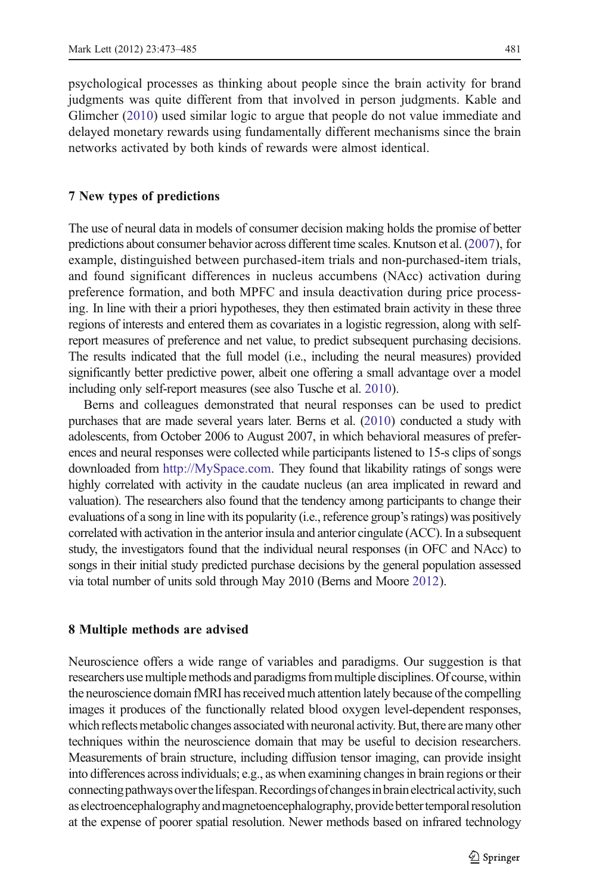psychological processes as thinking about people since the brain activity for brand judgments was quite different from that involved in person judgments. Kable and Glimcher (2010) used similar logic to argue that people do not value immediate and delayed monetary rewards using fundamentally different mechanisms since the brain networks activated by both kinds of rewards were almost identical.

## 7 New types of predictions

The use of neural data in models of consumer decision making holds the promise of better predictions about consumer behavior across different time scales. Knutson et al. (2007), for example, distinguished between purchased-item trials and non-purchased-item trials, and found significant differences in nucleus accumbens (NAcc) activation during preference formation, and both MPFC and insula deactivation during price processing. In line with their a priori hypotheses, they then estimated brain activity in these three regions of interests and entered them as covariates in a logistic regression, along with self-report measures of preference and net value, to predict subsequent purchasing decisions. The results indicated that the full model (i.e., including the neural measures) provided significantly better predictive power, albeit one offering a small advantage over a model including only self-report measures (see also Tusche et al. 2010).

Berns and colleagues demonstrated that neural responses can be used to predict purchases that are made several years later. Berns et al. (2010) conducted a study with adolescents, from October 2006 to August 2007, in which behavioral measures of preferences and neural responses were collected while participants listened to 15-s clips of songs downloaded from http://MySpace.com. They found that likability ratings of songs were highly correlated with activity in the caudate nucleus (an area implicated in reward and valuation). The researchers also found that the tendency among participants to change their evaluations of a song in line with its popularity (i.e., reference group's ratings) was positively correlated with activation in the anterior insula and anterior cingulate (ACC). In a subsequent study, the investigators found that the individual neural responses (in OFC and NAcc) to songs in their initial study predicted purchase decisions by the general population assessed via total number of units sold through May 2010 (Berns and Moore 2012).

## 8 Multiple methods are advised

Neuroscience offers a wide range of variables and paradigms. Our suggestion is that researchers use multiple methods and paradigms from multiple disciplines. Of course, within the neuroscience domain fMRI has received much attention lately because of the compelling images it produces of the functionally related blood oxygen level-dependent responses, which reflects metabolic changes associated with neuronal activity. But, there are many other techniques within the neuroscience domain that may be useful to decision researchers. Measurements of brain structure, including diffusion tensor imaging, can provide insight into differences across individuals; e.g., as when examining changes in brain regions or their connecting pathways over the lifespan. Recordings of changes in brain electrical activity, such as electroencephalography and magnetoencephalography, provide better temporal resolution at the expense of poorer spatial resolution. Newer methods based on infrared technology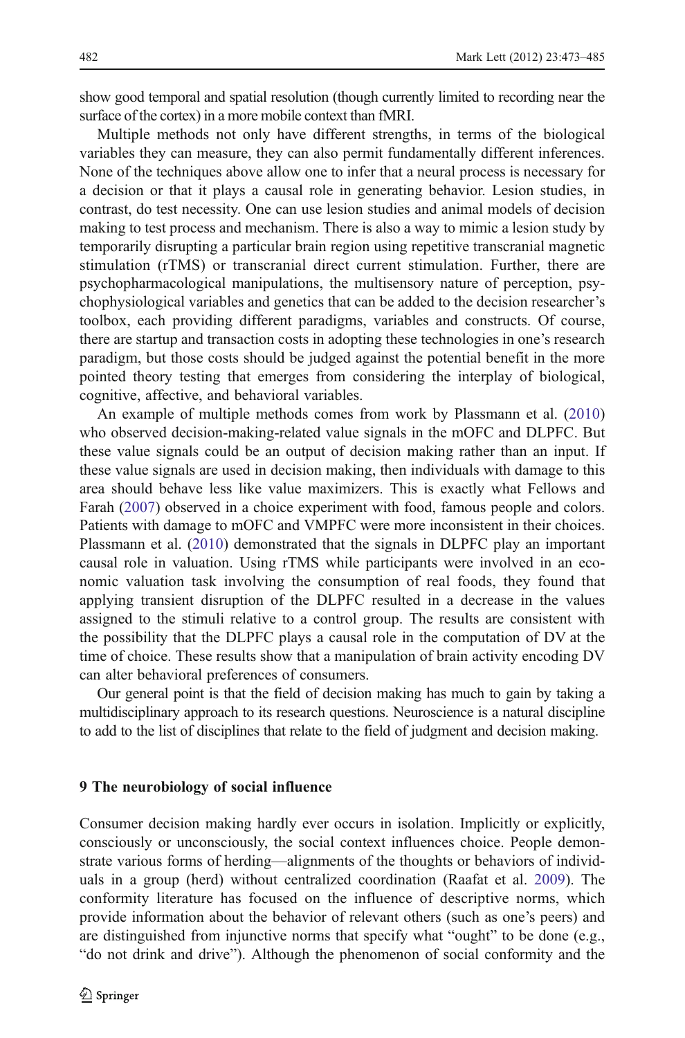show good temporal and spatial resolution (though currently limited to recording near the surface of the cortex) in a more mobile context than fMRI.

Multiple methods not only have different strengths, in terms of the biological variables they can measure, they can also permit fundamentally different inferences. None of the techniques above allow one to infer that a neural process is necessary for a decision or that it plays a causal role in generating behavior. Lesion studies, in contrast, do test necessity. One can use lesion studies and animal models of decision making to test process and mechanism. There is also a way to mimic a lesion study by temporarily disrupting a particular brain region using repetitive transcranial magnetic stimulation (rTMS) or transcranial direct current stimulation. Further, there are psychopharmacological manipulations, the multisensory nature of perception, psychophysiological variables and genetics that can be added to the decision researcher's toolbox, each providing different paradigms, variables and constructs. Of course, there are startup and transaction costs in adopting these technologies in one's research paradigm, but those costs should be judged against the potential benefit in the more pointed theory testing that emerges from considering the interplay of biological, cognitive, affective, and behavioral variables.

An example of multiple methods comes from work by Plassmann et al. (2010) who observed decision-making-related value signals in the mOFC and DLPFC. But these value signals could be an output of decision making rather than an input. If these value signals are used in decision making, then individuals with damage to this area should behave less like value maximizers. This is exactly what Fellows and Farah (2007) observed in a choice experiment with food, famous people and colors. Patients with damage to mOFC and VMPFC were more inconsistent in their choices. Plassmann et al. (2010) demonstrated that the signals in DLPFC play an important causal role in valuation. Using rTMS while participants were involved in an economic valuation task involving the consumption of real foods, they found that applying transient disruption of the DLPFC resulted in a decrease in the values assigned to the stimuli relative to a control group. The results are consistent with the possibility that the DLPFC plays a causal role in the computation of DV at the time of choice. These results show that a manipulation of brain activity encoding DV can alter behavioral preferences of consumers.

Our general point is that the field of decision making has much to gain by taking a multidisciplinary approach to its research questions. Neuroscience is a natural discipline to add to the list of disciplines that relate to the field of judgment and decision making.

## 9 The neurobiology of social influence

Consumer decision making hardly ever occurs in isolation. Implicitly or explicitly, consciously or unconsciously, the social context influences choice. People demonstrate various forms of herding—alignments of the thoughts or behaviors of individuals in a group (herd) without centralized coordination (Raafat et al. 2009). The conformity literature has focused on the influence of descriptive norms, which provide information about the behavior of relevant others (such as one's peers) and are distinguished from injunctive norms that specify what "ought" to be done (e.g., "do not drink and drive"). Although the phenomenon of social conformity and the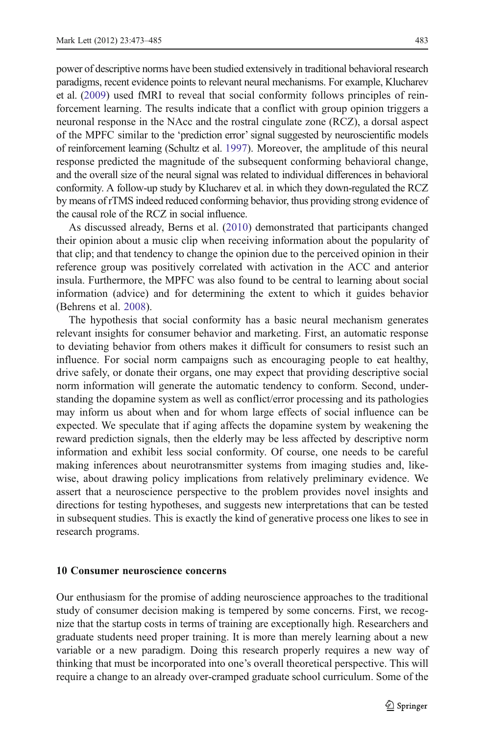power of descriptive norms have been studied extensively in traditional behavioral research paradigms, recent evidence points to relevant neural mechanisms. For example, Klucharev et al. (2009) used fMRI to reveal that social conformity follows principles of reinforcement learning. The results indicate that a conflict with group opinion triggers a neuronal response in the NAcc and the rostral cingulate zone (RCZ), a dorsal aspect of the MPFC similar to the 'prediction error' signal suggested by neuroscientific models of reinforcement learning (Schultz et al. 1997). Moreover, the amplitude of this neural response predicted the magnitude of the subsequent conforming behavioral change, and the overall size of the neural signal was related to individual differences in behavioral conformity. A follow-up study by Klucharev et al. in which they down-regulated the RCZ by means of rTMS indeed reduced conforming behavior, thus providing strong evidence of the causal role of the RCZ in social influence.

As discussed already, Berns et al. (2010) demonstrated that participants changed their opinion about a music clip when receiving information about the popularity of that clip; and that tendency to change the opinion due to the perceived opinion in their reference group was positively correlated with activation in the ACC and anterior insula. Furthermore, the MPFC was also found to be central to learning about social information (advice) and for determining the extent to which it guides behavior (Behrens et al. 2008).

The hypothesis that social conformity has a basic neural mechanism generates relevant insights for consumer behavior and marketing. First, an automatic response to deviating behavior from others makes it difficult for consumers to resist such an influence. For social norm campaigns such as encouraging people to eat healthy, drive safely, or donate their organs, one may expect that providing descriptive social norm information will generate the automatic tendency to conform. Second, understanding the dopamine system as well as conflict/error processing and its pathologies may inform us about when and for whom large effects of social influence can be expected. We speculate that if aging affects the dopamine system by weakening the reward prediction signals, then the elderly may be less affected by descriptive norm information and exhibit less social conformity. Of course, one needs to be careful making inferences about neurotransmitter systems from imaging studies and, likewise, about drawing policy implications from relatively preliminary evidence. We assert that a neuroscience perspective to the problem provides novel insights and directions for testing hypotheses, and suggests new interpretations that can be tested in subsequent studies. This is exactly the kind of generative process one likes to see in research programs.

## 10 Consumer neuroscience concerns

Our enthusiasm for the promise of adding neuroscience approaches to the traditional study of consumer decision making is tempered by some concerns. First, we recognize that the startup costs in terms of training are exceptionally high. Researchers and graduate students need proper training. It is more than merely learning about a new variable or a new paradigm. Doing this research properly requires a new way of thinking that must be incorporated into one's overall theoretical perspective. This will require a change to an already over-cramped graduate school curriculum. Some of the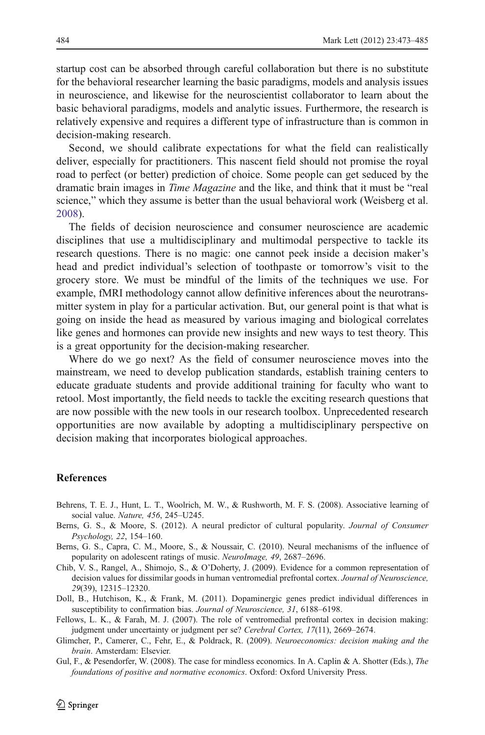startup cost can be absorbed through careful collaboration but there is no substitute for the behavioral researcher learning the basic paradigms, models and analysis issues in neuroscience, and likewise for the neuroscientist collaborator to learn about the basic behavioral paradigms, models and analytic issues. Furthermore, the research is relatively expensive and requires a different type of infrastructure than is common in decision-making research.

Second, we should calibrate expectations for what the field can realistically deliver, especially for practitioners. This nascent field should not promise the royal road to perfect (or better) prediction of choice. Some people can get seduced by the dramatic brain images in *Time Magazine* and the like, and think that it must be "real science," which they assume is better than the usual behavioral work (Weisberg et al. 2008).

The fields of decision neuroscience and consumer neuroscience are academic disciplines that use a multidisciplinary and multimodal perspective to tackle its research questions. There is no magic: one cannot peek inside a decision maker's head and predict individual's selection of toothpaste or tomorrow's visit to the grocery store. We must be mindful of the limits of the techniques we use. For example, fMRI methodology cannot allow definitive inferences about the neurotransmitter system in play for a particular activation. But, our general point is that what is going on inside the head as measured by various imaging and biological correlates like genes and hormones can provide new insights and new ways to test theory. This is a great opportunity for the decision-making researcher.

Where do we go next? As the field of consumer neuroscience moves into the mainstream, we need to develop publication standards, establish training centers to educate graduate students and provide additional training for faculty who want to retool. Most importantly, the field needs to tackle the exciting research questions that are now possible with the new tools in our research toolbox. Unprecedented research opportunities are now available by adopting a multidisciplinary perspective on decision making that incorporates biological approaches.

## References

Behrens, T. E. J., Hunt, L. T., Woolrich, M. W., & Rushworth, M. F. S. (2008). Associative learning of social value. *Nature, 456*, 245–U245.

Berns, G. S., & Moore, S. (2012). A neural predictor of cultural popularity. *Journal of Consumer Psychology, 22*, 154–160.

Berns, G. S., Capra, C. M., Moore, S., & Noussair, C. (2010). Neural mechanisms of the influence of popularity on adolescent ratings of music. *NeuroImage, 49*, 2687–2696.

Chib, V. S., Rangel, A., Shimojo, S., & O'Doherty, J. (2009). Evidence for a common representation of decision values for dissimilar goods in human ventromedial prefrontal cortex. *Journal of Neuroscience, 29*(39), 12315–12320.

Doll, B., Hutchison, K., & Frank, M. (2011). Dopaminergic genes predict individual differences in susceptibility to confirmation bias. *Journal of Neuroscience, 31*, 6188–6198.

Fellows, L. K., & Farah, M. J. (2007). The role of ventromedial prefrontal cortex in decision making: judgment under uncertainty or judgment per se? *Cerebral Cortex, 17*(11), 2669–2674.

Glimcher, P., Camerer, C., Fehr, E., & Poldrack, R. (2009). *Neuroeconomics: decision making and the brain*. Amsterdam: Elsevier.

Gul, F., & Pesendorfer, W. (2008). The case for mindless economics. In A. Caplin & A. Shotter (Eds.), *The foundations of positive and normative economics*. Oxford: Oxford University Press.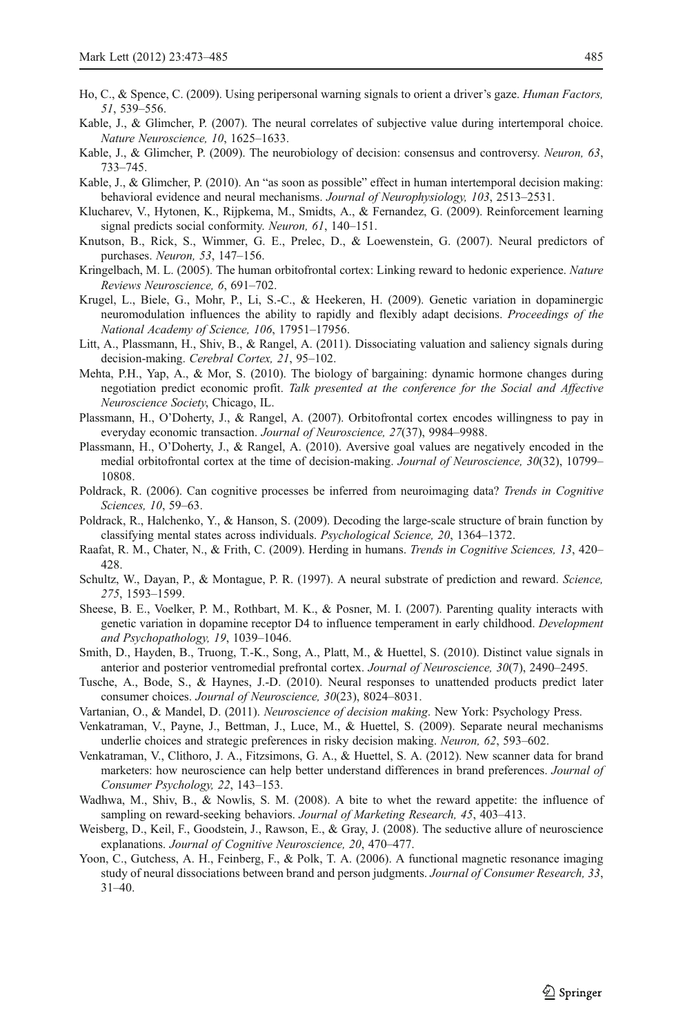Ho, C., & Spence, C. (2009). Using peripersonal warning signals to orient a driver's gaze. *Human Factors, 51*, 539–556.

Kable, J., & Glimcher, P. (2007). The neural correlates of subjective value during intertemporal choice. *Nature Neuroscience, 10*, 1625–1633.

Kable, J., & Glimcher, P. (2009). The neurobiology of decision: consensus and controversy. *Neuron, 63*, 733–745.

Kable, J., & Glimcher, P. (2010). An "as soon as possible" effect in human intertemporal decision making: behavioral evidence and neural mechanisms. *Journal of Neurophysiology, 103*, 2513–2531.

Klucharev, V., Hytonen, K., Rijpkema, M., Smidts, A., & Fernandez, G. (2009). Reinforcement learning signal predicts social conformity. *Neuron, 61*, 140–151.

Knutson, B., Rick, S., Wimmer, G. E., Prelec, D., & Loewenstein, G. (2007). Neural predictors of purchases. *Neuron, 53*, 147–156.

Kringelbach, M. L. (2005). The human orbitofrontal cortex: Linking reward to hedonic experience. *Nature Reviews Neuroscience, 6*, 691–702.

Krugel, L., Biele, G., Mohr, P., Li, S.-C., & Heekeren, H. (2009). Genetic variation in dopaminergic neuromodulation influences the ability to rapidly and flexibly adapt decisions. *Proceedings of the National Academy of Science, 106*, 17951–17956.

Litt, A., Plassmann, H., Shiv, B., & Rangel, A. (2011). Dissociating valuation and saliency signals during decision-making. *Cerebral Cortex, 21*, 95–102.

Mehta, P.H., Yap, A., & Mor, S. (2010). The biology of bargaining: dynamic hormone changes during negotiation predict economic profit. *Talk presented at the conference for the Social and Affective Neuroscience Society*, Chicago, IL.

Plassmann, H., O'Doherty, J., & Rangel, A. (2007). Orbitofrontal cortex encodes willingness to pay in everyday economic transaction. *Journal of Neuroscience, 27*(37), 9984–9988.

Plassmann, H., O'Doherty, J., & Rangel, A. (2010). Aversive goal values are negatively encoded in the medial orbitofrontal cortex at the time of decision-making. *Journal of Neuroscience, 30*(32), 10799–10808.

Poldrack, R. (2006). Can cognitive processes be inferred from neuroimaging data? *Trends in Cognitive Sciences, 10*, 59–63.

Poldrack, R., Halchenko, Y., & Hanson, S. (2009). Decoding the large-scale structure of brain function by classifying mental states across individuals. *Psychological Science, 20*, 1364–1372.

Raafat, R. M., Chater, N., & Frith, C. (2009). Herding in humans. *Trends in Cognitive Sciences, 13*, 420–428.

Schultz, W., Dayan, P., & Montague, P. R. (1997). A neural substrate of prediction and reward. *Science, 275*, 1593–1599.

Sheese, B. E., Voelker, P. M., Rothbart, M. K., & Posner, M. I. (2007). Parenting quality interacts with genetic variation in dopamine receptor D4 to influence temperament in early childhood. *Development and Psychopathology, 19*, 1039–1046.

Smith, D., Hayden, B., Truong, T.-K., Song, A., Platt, M., & Huettel, S. (2010). Distinct value signals in anterior and posterior ventromedial prefrontal cortex. *Journal of Neuroscience, 30*(7), 2490–2495.

Tusche, A., Bode, S., & Haynes, J.-D. (2010). Neural responses to unattended products predict later consumer choices. *Journal of Neuroscience, 30*(23), 8024–8031.

Vartanian, O., & Mandel, D. (2011). *Neuroscience of decision making*. New York: Psychology Press.

Venkatraman, V., Payne, J., Bettman, J., Luce, M., & Huettel, S. (2009). Separate neural mechanisms underlie choices and strategic preferences in risky decision making. *Neuron, 62*, 593–602.

Venkatraman, V., Clithoro, J. A., Fitzsimons, G. A., & Huettel, S. A. (2012). New scanner data for brand marketers: how neuroscience can help better understand differences in brand preferences. *Journal of Consumer Psychology, 22*, 143–153.

Wadhwa, M., Shiv, B., & Nowlis, S. M. (2008). A bite to whet the reward appetite: the influence of sampling on reward-seeking behaviors. *Journal of Marketing Research, 45*, 403–413.

Weisberg, D., Keil, F., Goodstein, J., Rawson, E., & Gray, J. (2008). The seductive allure of neuroscience explanations. *Journal of Cognitive Neuroscience, 20*, 470–477.

Yoon, C., Gutchess, A. H., Feinberg, F., & Polk, T. A. (2006). A functional magnetic resonance imaging study of neural dissociations between brand and person judgments. *Journal of Consumer Research, 33*, 31–40.